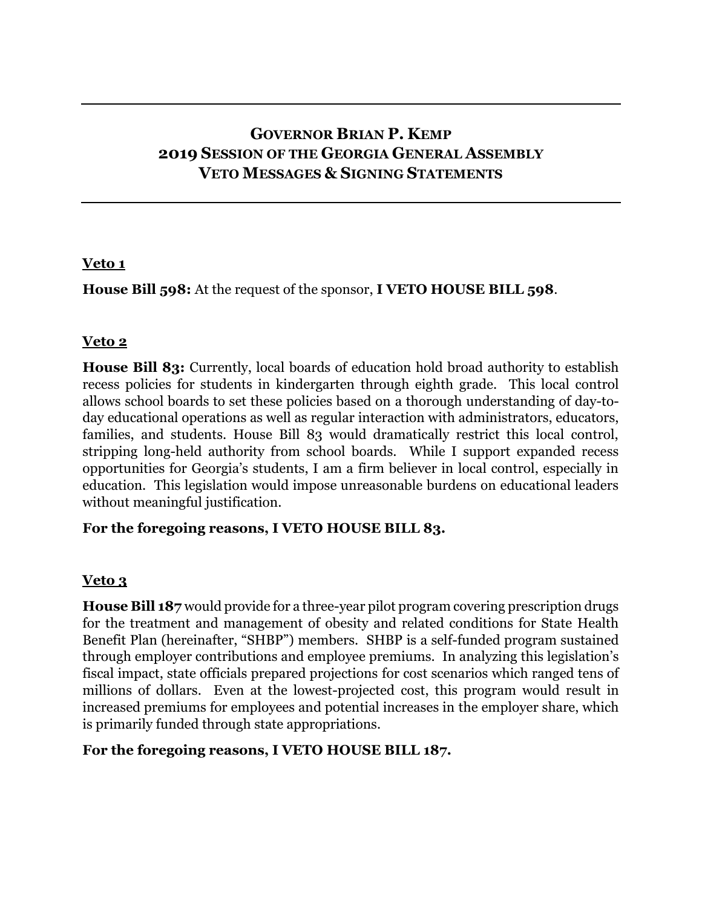# Governor Brian P. Kemp
# 2019 Session of the Georgia General Assembly
# Veto Messages & Signing Statements

---

**Veto 1**

**House Bill 598:** At the request of the sponsor, **I VETO HOUSE BILL 598**.

**Veto 2**

**House Bill 83:** Currently, local boards of education hold broad authority to establish recess policies for students in kindergarten through eighth grade. This local control allows school boards to set these policies based on a thorough understanding of day-to-day educational operations as well as regular interaction with administrators, educators, families, and students. House Bill 83 would dramatically restrict this local control, stripping long-held authority from school boards. While I support expanded recess opportunities for Georgia's students, I am a firm believer in local control, especially in education. This legislation would impose unreasonable burdens on educational leaders without meaningful justification.

**For the foregoing reasons, I VETO HOUSE BILL 83.**

**Veto 3**

**House Bill 187** would provide for a three-year pilot program covering prescription drugs for the treatment and management of obesity and related conditions for State Health Benefit Plan (hereinafter, "SHBP") members. SHBP is a self-funded program sustained through employer contributions and employee premiums. In analyzing this legislation's fiscal impact, state officials prepared projections for cost scenarios which ranged tens of millions of dollars. Even at the lowest-projected cost, this program would result in increased premiums for employees and potential increases in the employer share, which is primarily funded through state appropriations.

**For the foregoing reasons, I VETO HOUSE BILL 187.**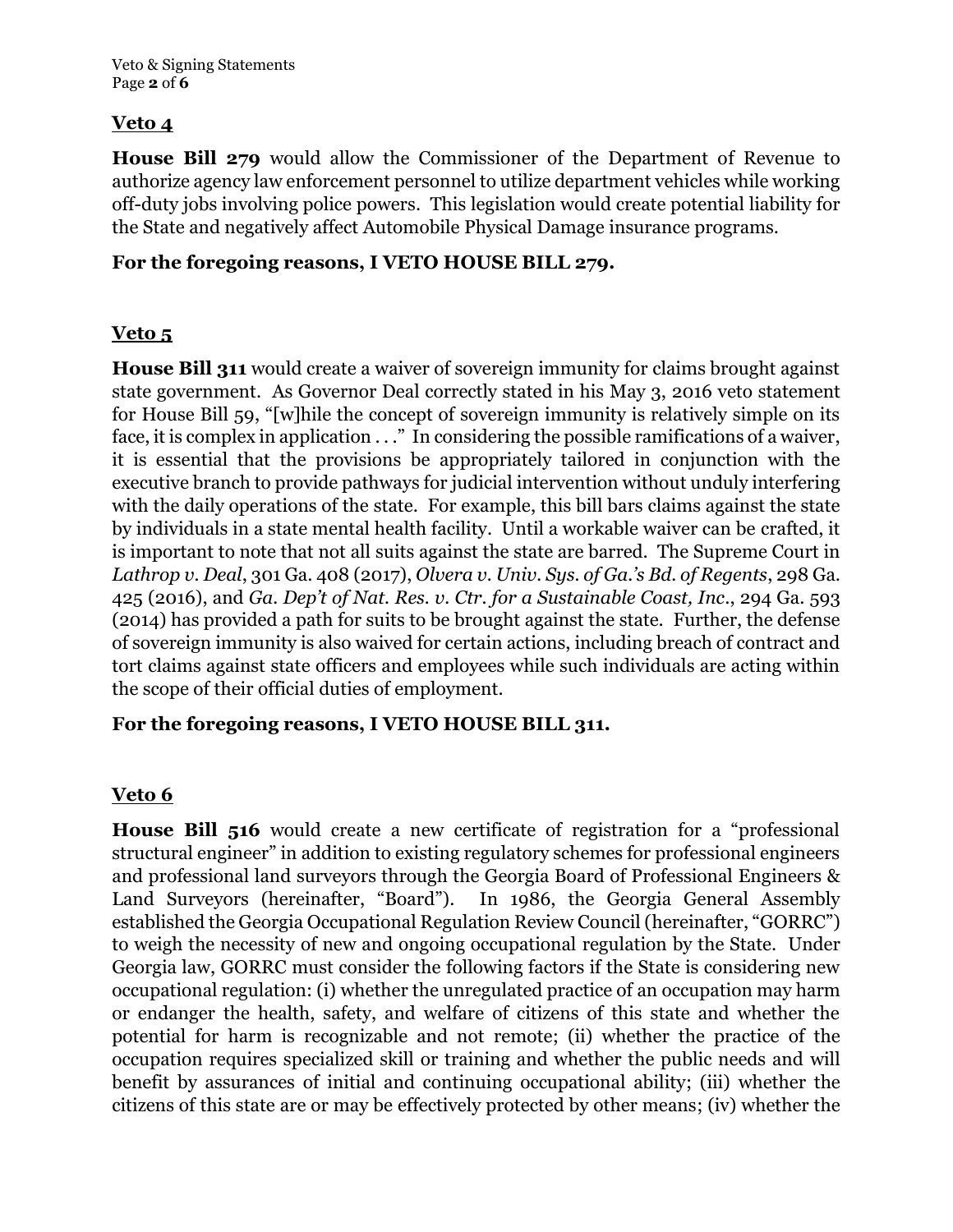**Veto 4**

**House Bill 279** would allow the Commissioner of the Department of Revenue to authorize agency law enforcement personnel to utilize department vehicles while working off-duty jobs involving police powers. This legislation would create potential liability for the State and negatively affect Automobile Physical Damage insurance programs.

**For the foregoing reasons, I VETO HOUSE BILL 279.**

**Veto 5**

**House Bill 311** would create a waiver of sovereign immunity for claims brought against state government. As Governor Deal correctly stated in his May 3, 2016 veto statement for House Bill 59, "[w]hile the concept of sovereign immunity is relatively simple on its face, it is complex in application . . ." In considering the possible ramifications of a waiver, it is essential that the provisions be appropriately tailored in conjunction with the executive branch to provide pathways for judicial intervention without unduly interfering with the daily operations of the state. For example, this bill bars claims against the state by individuals in a state mental health facility. Until a workable waiver can be crafted, it is important to note that not all suits against the state are barred. The Supreme Court in *Lathrop v. Deal*, 301 Ga. 408 (2017), *Olvera v. Univ. Sys. of Ga.'s Bd. of Regents*, 298 Ga. 425 (2016), and *Ga. Dep't of Nat. Res. v. Ctr. for a Sustainable Coast, Inc.*, 294 Ga. 593 (2014) has provided a path for suits to be brought against the state. Further, the defense of sovereign immunity is also waived for certain actions, including breach of contract and tort claims against state officers and employees while such individuals are acting within the scope of their official duties of employment.

**For the foregoing reasons, I VETO HOUSE BILL 311.**

**Veto 6**

**House Bill 516** would create a new certificate of registration for a "professional structural engineer" in addition to existing regulatory schemes for professional engineers and professional land surveyors through the Georgia Board of Professional Engineers & Land Surveyors (hereinafter, "Board"). In 1986, the Georgia General Assembly established the Georgia Occupational Regulation Review Council (hereinafter, "GORRC") to weigh the necessity of new and ongoing occupational regulation by the State. Under Georgia law, GORRC must consider the following factors if the State is considering new occupational regulation: (i) whether the unregulated practice of an occupation may harm or endanger the health, safety, and welfare of citizens of this state and whether the potential for harm is recognizable and not remote; (ii) whether the practice of the occupation requires specialized skill or training and whether the public needs and will benefit by assurances of initial and continuing occupational ability; (iii) whether the citizens of this state are or may be effectively protected by other means; (iv) whether the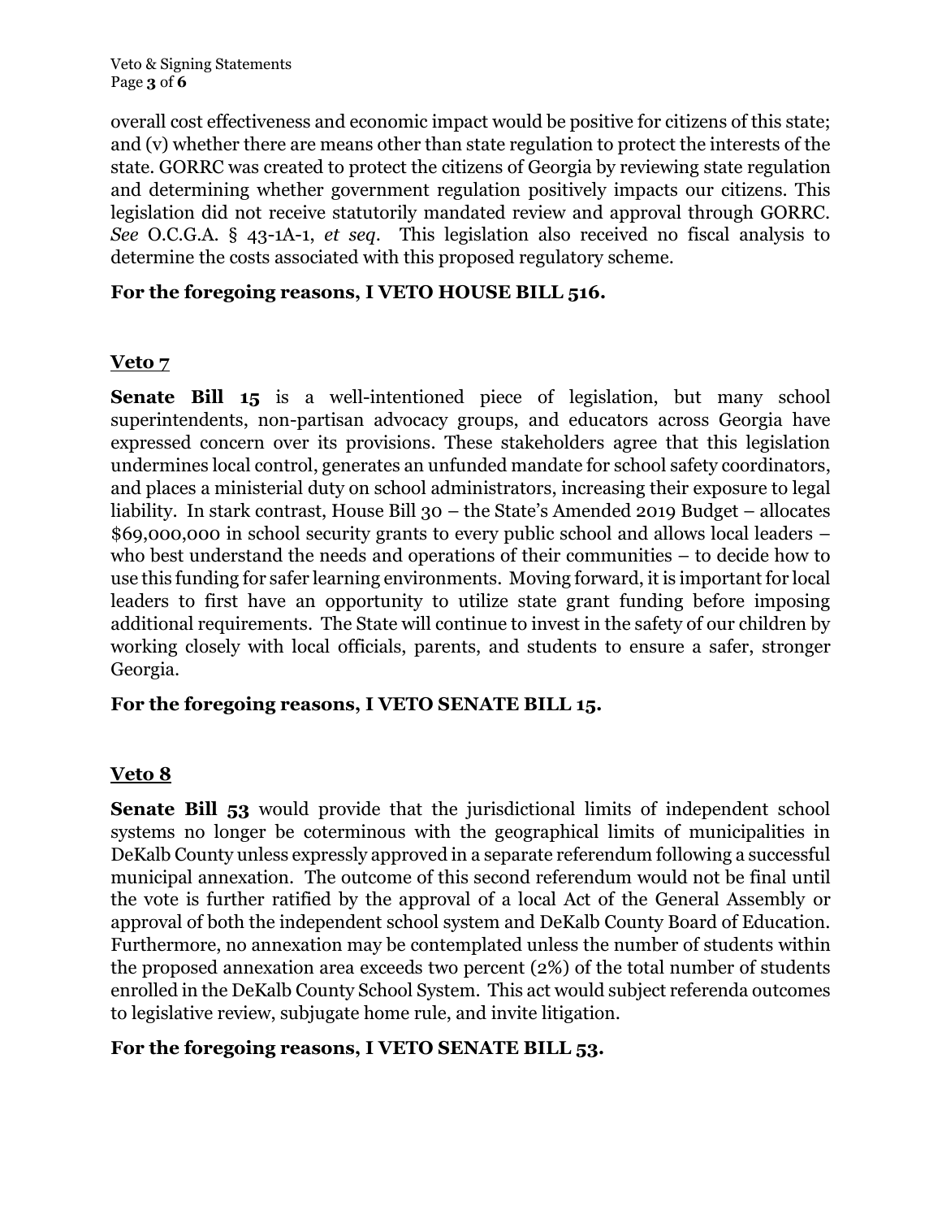overall cost effectiveness and economic impact would be positive for citizens of this state; and (v) whether there are means other than state regulation to protect the interests of the state. GORRC was created to protect the citizens of Georgia by reviewing state regulation and determining whether government regulation positively impacts our citizens. This legislation did not receive statutorily mandated review and approval through GORRC. *See* O.C.G.A. § 43-1A-1, *et seq*. This legislation also received no fiscal analysis to determine the costs associated with this proposed regulatory scheme.

**For the foregoing reasons, I VETO HOUSE BILL 516.**

## Veto 7

**Senate Bill 15** is a well-intentioned piece of legislation, but many school superintendents, non-partisan advocacy groups, and educators across Georgia have expressed concern over its provisions. These stakeholders agree that this legislation undermines local control, generates an unfunded mandate for school safety coordinators, and places a ministerial duty on school administrators, increasing their exposure to legal liability. In stark contrast, House Bill 30 – the State's Amended 2019 Budget – allocates $69,000,000 in school security grants to every public school and allows local leaders – who best understand the needs and operations of their communities – to decide how to use this funding for safer learning environments. Moving forward, it is important for local leaders to first have an opportunity to utilize state grant funding before imposing additional requirements. The State will continue to invest in the safety of our children by working closely with local officials, parents, and students to ensure a safer, stronger Georgia.

**For the foregoing reasons, I VETO SENATE BILL 15.**

## Veto 8

**Senate Bill 53** would provide that the jurisdictional limits of independent school systems no longer be coterminous with the geographical limits of municipalities in DeKalb County unless expressly approved in a separate referendum following a successful municipal annexation. The outcome of this second referendum would not be final until the vote is further ratified by the approval of a local Act of the General Assembly or approval of both the independent school system and DeKalb County Board of Education. Furthermore, no annexation may be contemplated unless the number of students within the proposed annexation area exceeds two percent (2%) of the total number of students enrolled in the DeKalb County School System. This act would subject referenda outcomes to legislative review, subjugate home rule, and invite litigation.

**For the foregoing reasons, I VETO SENATE BILL 53.**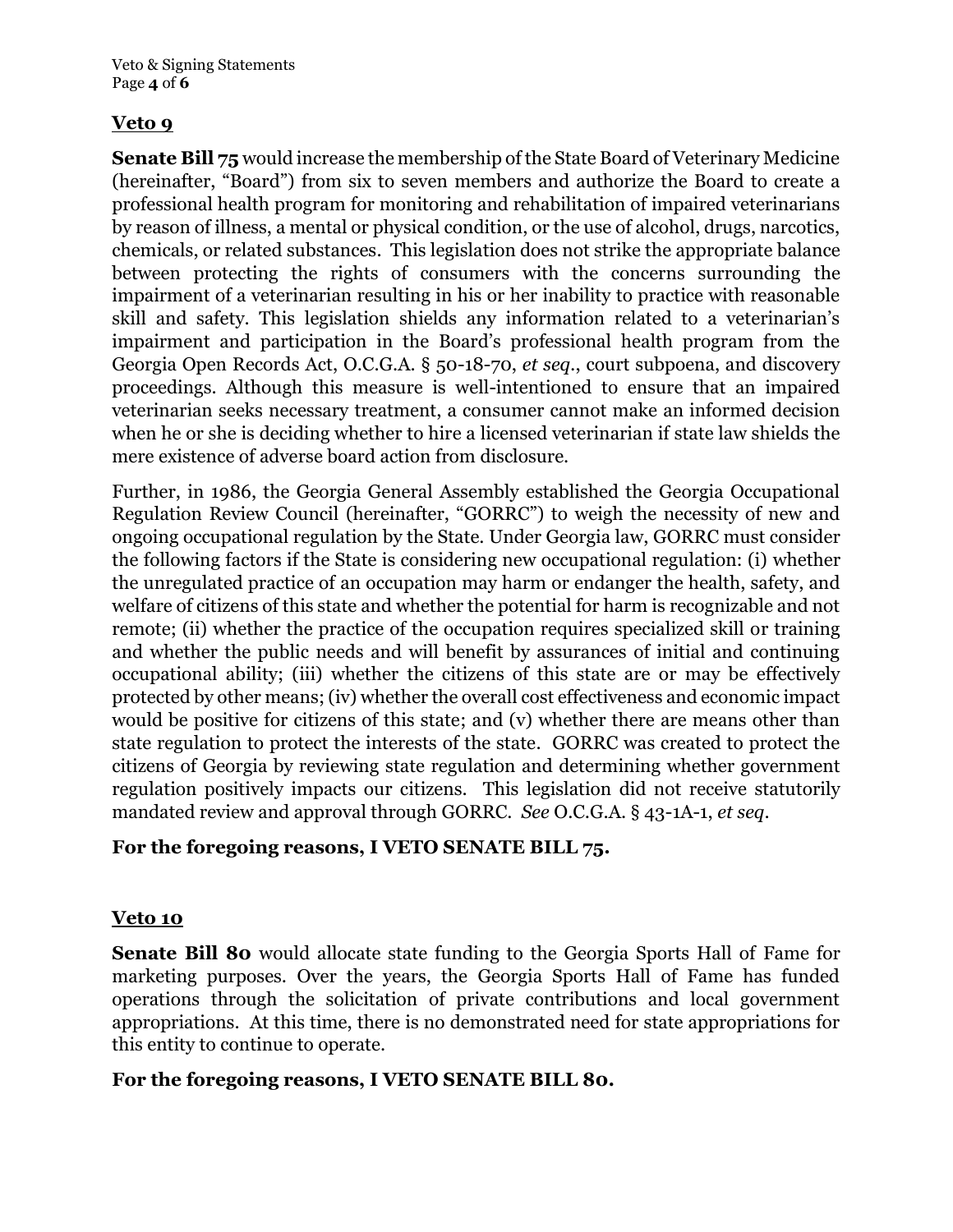## Veto 9

**Senate Bill 75** would increase the membership of the State Board of Veterinary Medicine (hereinafter, "Board") from six to seven members and authorize the Board to create a professional health program for monitoring and rehabilitation of impaired veterinarians by reason of illness, a mental or physical condition, or the use of alcohol, drugs, narcotics, chemicals, or related substances. This legislation does not strike the appropriate balance between protecting the rights of consumers with the concerns surrounding the impairment of a veterinarian resulting in his or her inability to practice with reasonable skill and safety. This legislation shields any information related to a veterinarian's impairment and participation in the Board's professional health program from the Georgia Open Records Act, O.C.G.A. § 50-18-70, *et seq*., court subpoena, and discovery proceedings. Although this measure is well-intentioned to ensure that an impaired veterinarian seeks necessary treatment, a consumer cannot make an informed decision when he or she is deciding whether to hire a licensed veterinarian if state law shields the mere existence of adverse board action from disclosure.

Further, in 1986, the Georgia General Assembly established the Georgia Occupational Regulation Review Council (hereinafter, "GORRC") to weigh the necessity of new and ongoing occupational regulation by the State. Under Georgia law, GORRC must consider the following factors if the State is considering new occupational regulation: (i) whether the unregulated practice of an occupation may harm or endanger the health, safety, and welfare of citizens of this state and whether the potential for harm is recognizable and not remote; (ii) whether the practice of the occupation requires specialized skill or training and whether the public needs and will benefit by assurances of initial and continuing occupational ability; (iii) whether the citizens of this state are or may be effectively protected by other means; (iv) whether the overall cost effectiveness and economic impact would be positive for citizens of this state; and (v) whether there are means other than state regulation to protect the interests of the state. GORRC was created to protect the citizens of Georgia by reviewing state regulation and determining whether government regulation positively impacts our citizens. This legislation did not receive statutorily mandated review and approval through GORRC. *See* O.C.G.A. § 43-1A-1, *et seq*.

**For the foregoing reasons, I VETO SENATE BILL 75.**

## Veto 10

**Senate Bill 80** would allocate state funding to the Georgia Sports Hall of Fame for marketing purposes. Over the years, the Georgia Sports Hall of Fame has funded operations through the solicitation of private contributions and local government appropriations. At this time, there is no demonstrated need for state appropriations for this entity to continue to operate.

**For the foregoing reasons, I VETO SENATE BILL 80.**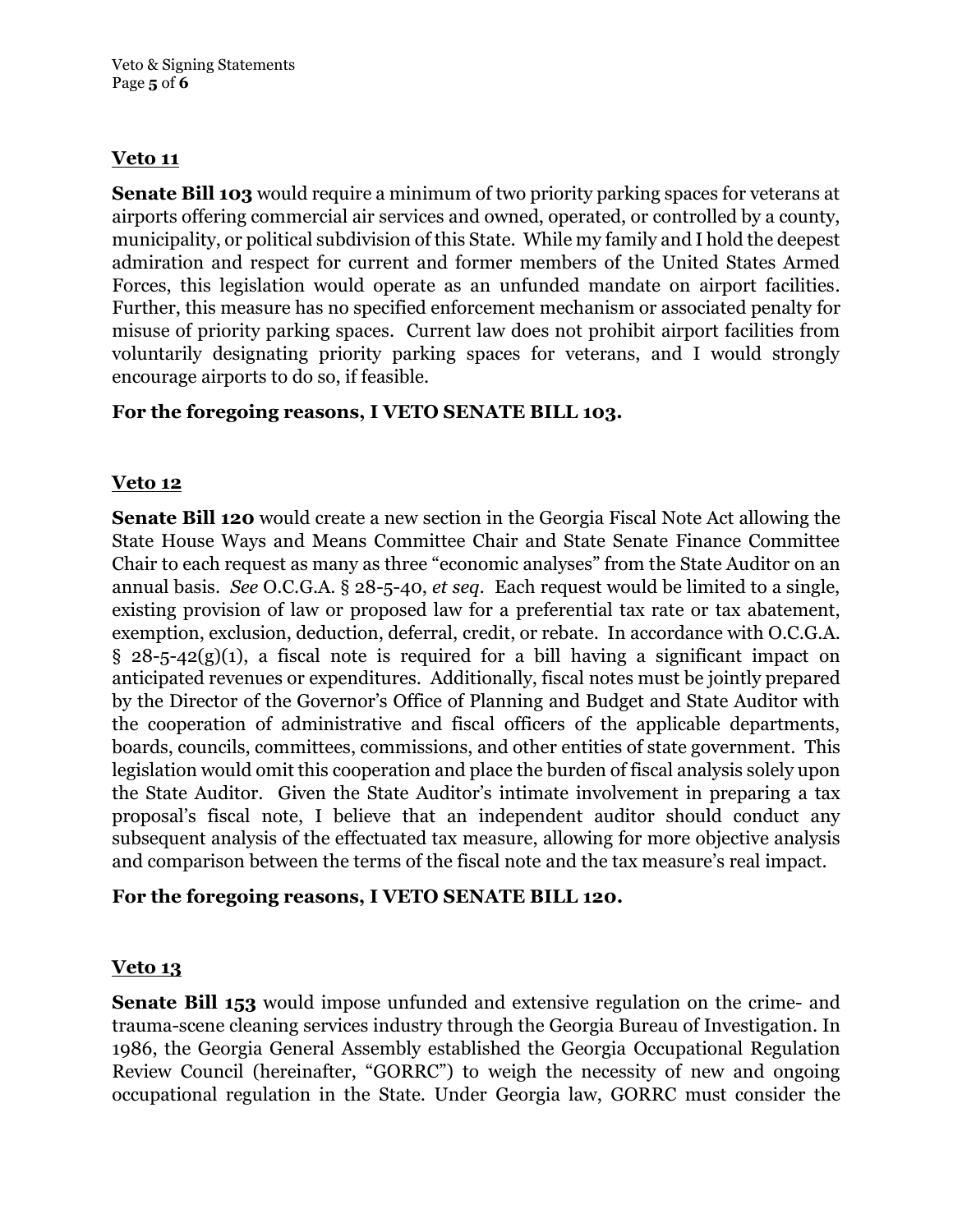**Veto 11**

**Senate Bill 103** would require a minimum of two priority parking spaces for veterans at airports offering commercial air services and owned, operated, or controlled by a county, municipality, or political subdivision of this State. While my family and I hold the deepest admiration and respect for current and former members of the United States Armed Forces, this legislation would operate as an unfunded mandate on airport facilities. Further, this measure has no specified enforcement mechanism or associated penalty for misuse of priority parking spaces. Current law does not prohibit airport facilities from voluntarily designating priority parking spaces for veterans, and I would strongly encourage airports to do so, if feasible.

**For the foregoing reasons, I VETO SENATE BILL 103.**

**Veto 12**

**Senate Bill 120** would create a new section in the Georgia Fiscal Note Act allowing the State House Ways and Means Committee Chair and State Senate Finance Committee Chair to each request as many as three "economic analyses" from the State Auditor on an annual basis. *See* O.C.G.A. § 28-5-40, *et seq*. Each request would be limited to a single, existing provision of law or proposed law for a preferential tax rate or tax abatement, exemption, exclusion, deduction, deferral, credit, or rebate. In accordance with O.C.G.A. § 28-5-42(g)(1), a fiscal note is required for a bill having a significant impact on anticipated revenues or expenditures. Additionally, fiscal notes must be jointly prepared by the Director of the Governor's Office of Planning and Budget and State Auditor with the cooperation of administrative and fiscal officers of the applicable departments, boards, councils, committees, commissions, and other entities of state government. This legislation would omit this cooperation and place the burden of fiscal analysis solely upon the State Auditor. Given the State Auditor's intimate involvement in preparing a tax proposal's fiscal note, I believe that an independent auditor should conduct any subsequent analysis of the effectuated tax measure, allowing for more objective analysis and comparison between the terms of the fiscal note and the tax measure's real impact.

**For the foregoing reasons, I VETO SENATE BILL 120.**

**Veto 13**

**Senate Bill 153** would impose unfunded and extensive regulation on the crime- and trauma-scene cleaning services industry through the Georgia Bureau of Investigation. In 1986, the Georgia General Assembly established the Georgia Occupational Regulation Review Council (hereinafter, "GORRC") to weigh the necessity of new and ongoing occupational regulation in the State. Under Georgia law, GORRC must consider the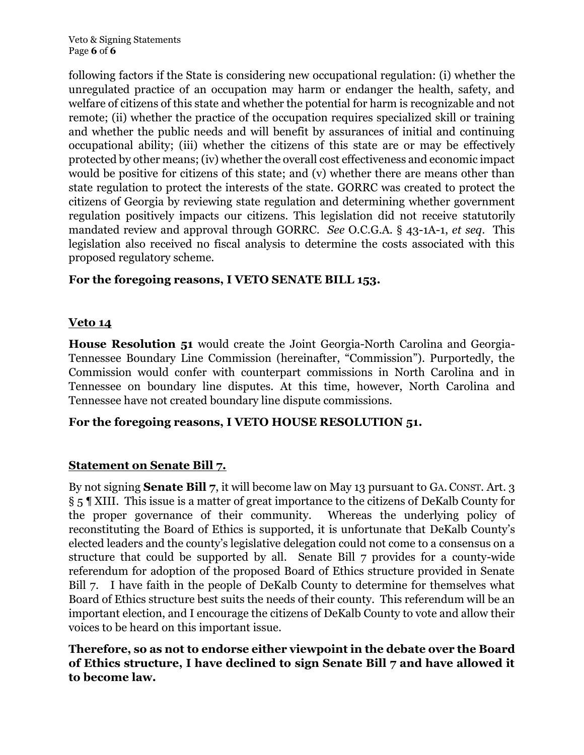following factors if the State is considering new occupational regulation: (i) whether the unregulated practice of an occupation may harm or endanger the health, safety, and welfare of citizens of this state and whether the potential for harm is recognizable and not remote; (ii) whether the practice of the occupation requires specialized skill or training and whether the public needs and will benefit by assurances of initial and continuing occupational ability; (iii) whether the citizens of this state are or may be effectively protected by other means; (iv) whether the overall cost effectiveness and economic impact would be positive for citizens of this state; and (v) whether there are means other than state regulation to protect the interests of the state. GORRC was created to protect the citizens of Georgia by reviewing state regulation and determining whether government regulation positively impacts our citizens. This legislation did not receive statutorily mandated review and approval through GORRC. *See* O.C.G.A. § 43-1A-1, *et seq*. This legislation also received no fiscal analysis to determine the costs associated with this proposed regulatory scheme.

**For the foregoing reasons, I VETO SENATE BILL 153.**

## Veto 14

**House Resolution 51** would create the Joint Georgia-North Carolina and Georgia-Tennessee Boundary Line Commission (hereinafter, "Commission"). Purportedly, the Commission would confer with counterpart commissions in North Carolina and in Tennessee on boundary line disputes. At this time, however, North Carolina and Tennessee have not created boundary line dispute commissions.

**For the foregoing reasons, I VETO HOUSE RESOLUTION 51.**

## Statement on Senate Bill 7.

By not signing **Senate Bill 7**, it will become law on May 13 pursuant to GA. CONST. Art. 3 § 5 ¶ XIII. This issue is a matter of great importance to the citizens of DeKalb County for the proper governance of their community. Whereas the underlying policy of reconstituting the Board of Ethics is supported, it is unfortunate that DeKalb County's elected leaders and the county's legislative delegation could not come to a consensus on a structure that could be supported by all. Senate Bill 7 provides for a county-wide referendum for adoption of the proposed Board of Ethics structure provided in Senate Bill 7. I have faith in the people of DeKalb County to determine for themselves what Board of Ethics structure best suits the needs of their county. This referendum will be an important election, and I encourage the citizens of DeKalb County to vote and allow their voices to be heard on this important issue.

**Therefore, so as not to endorse either viewpoint in the debate over the Board of Ethics structure, I have declined to sign Senate Bill 7 and have allowed it to become law.**